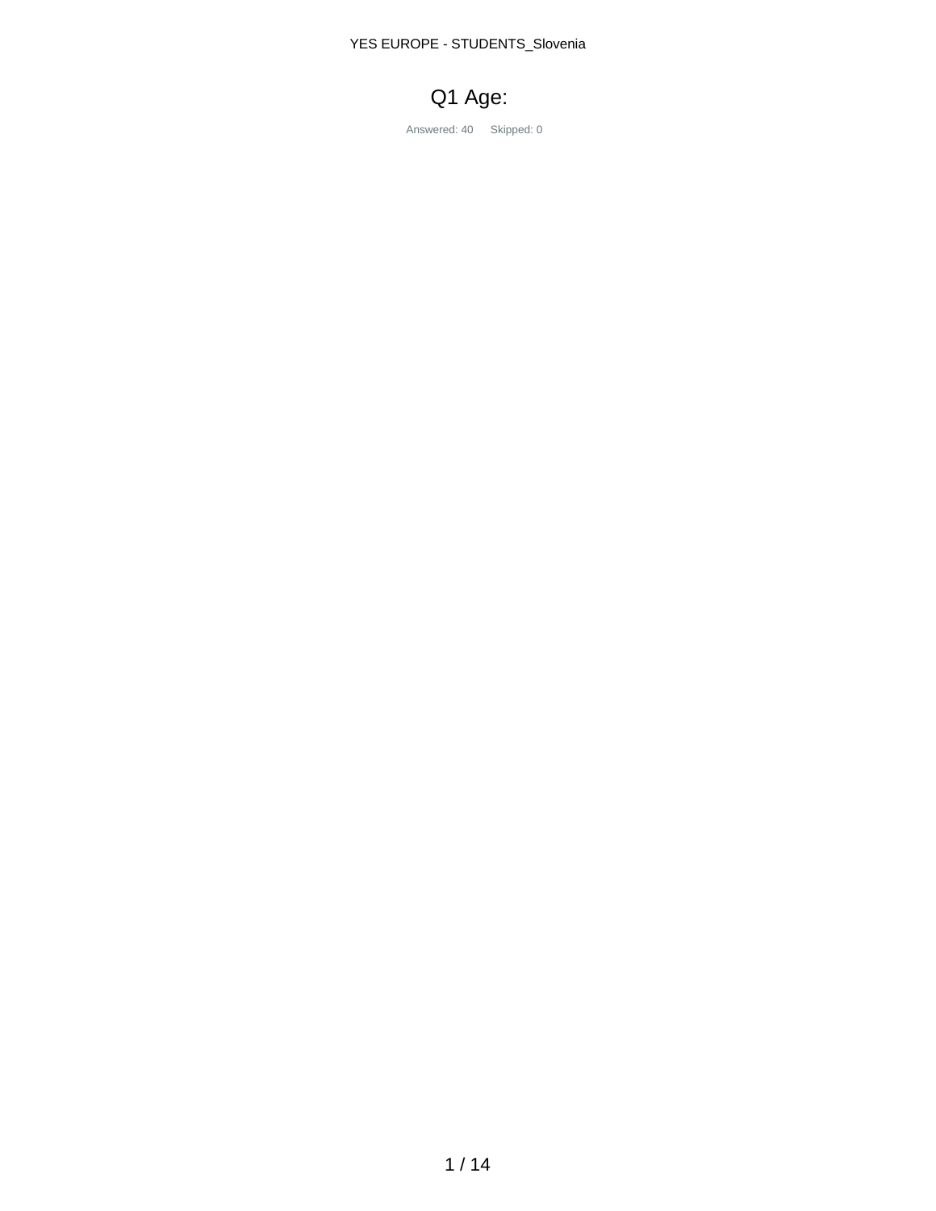# Q1 Age:

Answered: 40 Skipped: 0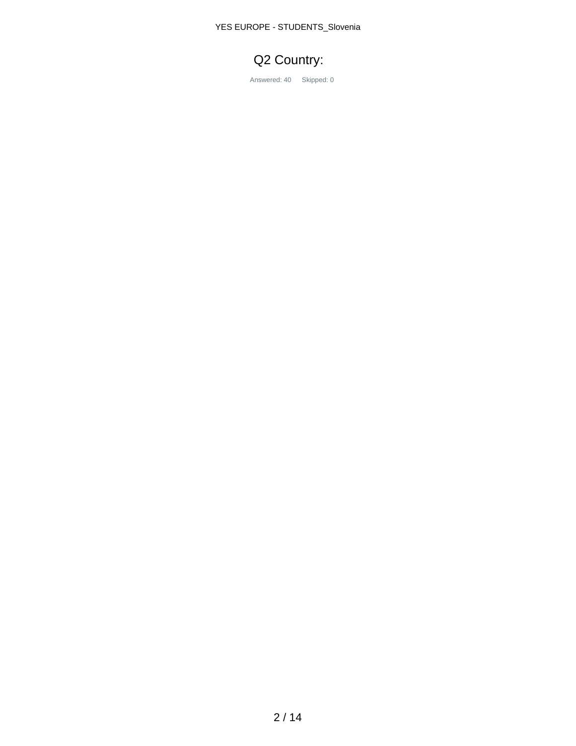# Q2 Country:

Answered: 40 Skipped: 0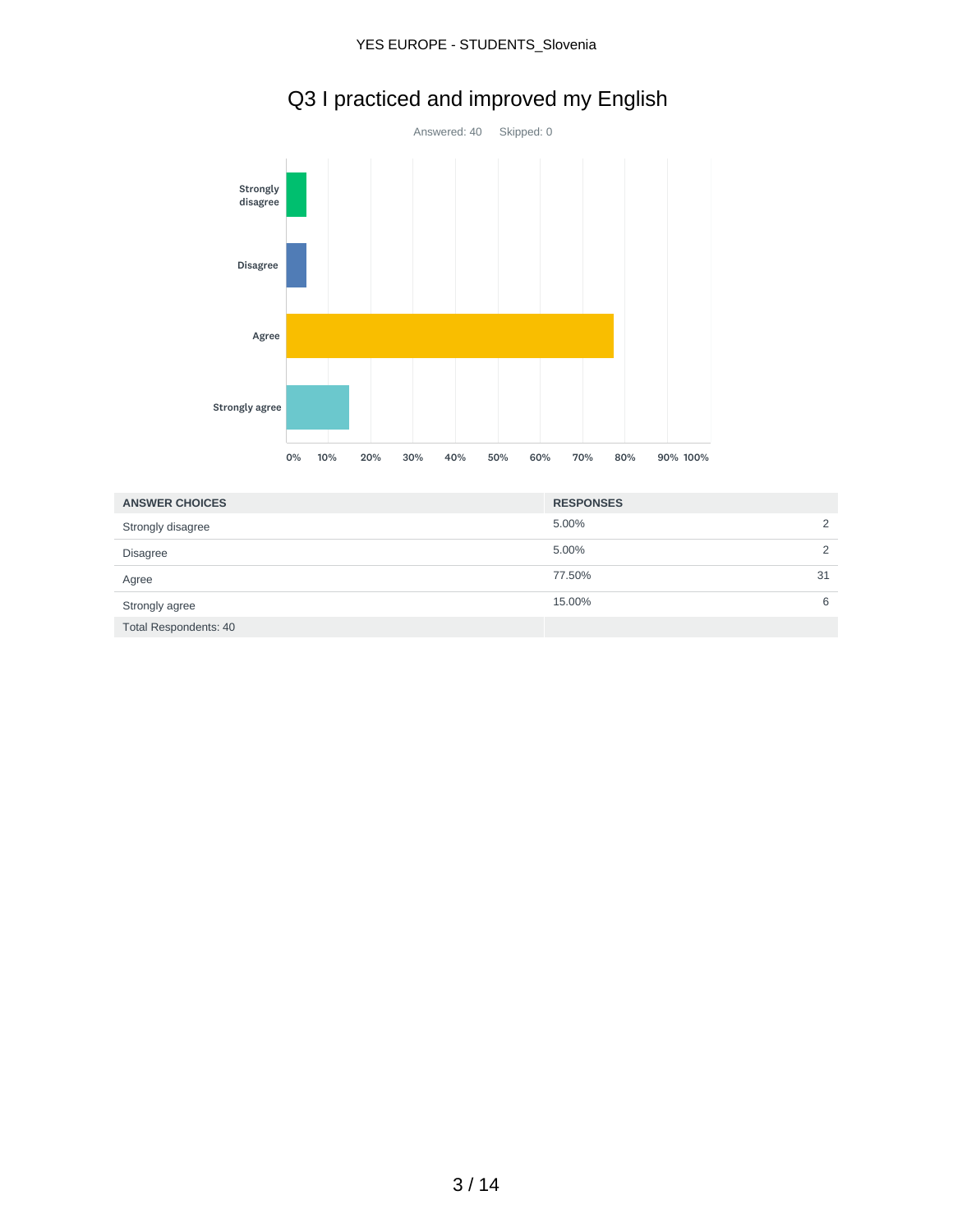# Q3 I practiced and improved my English

Answered: 40 Skipped: 0

| ANSWER CHOICES | RESPONSES | |
|---|---|---|
| Strongly disagree | 5.00% | 2 |
| Disagree | 5.00% | 2 |
| Agree | 77.50% | 31 |
| Strongly agree | 15.00% | 6 |
| Total Respondents: 40 | | |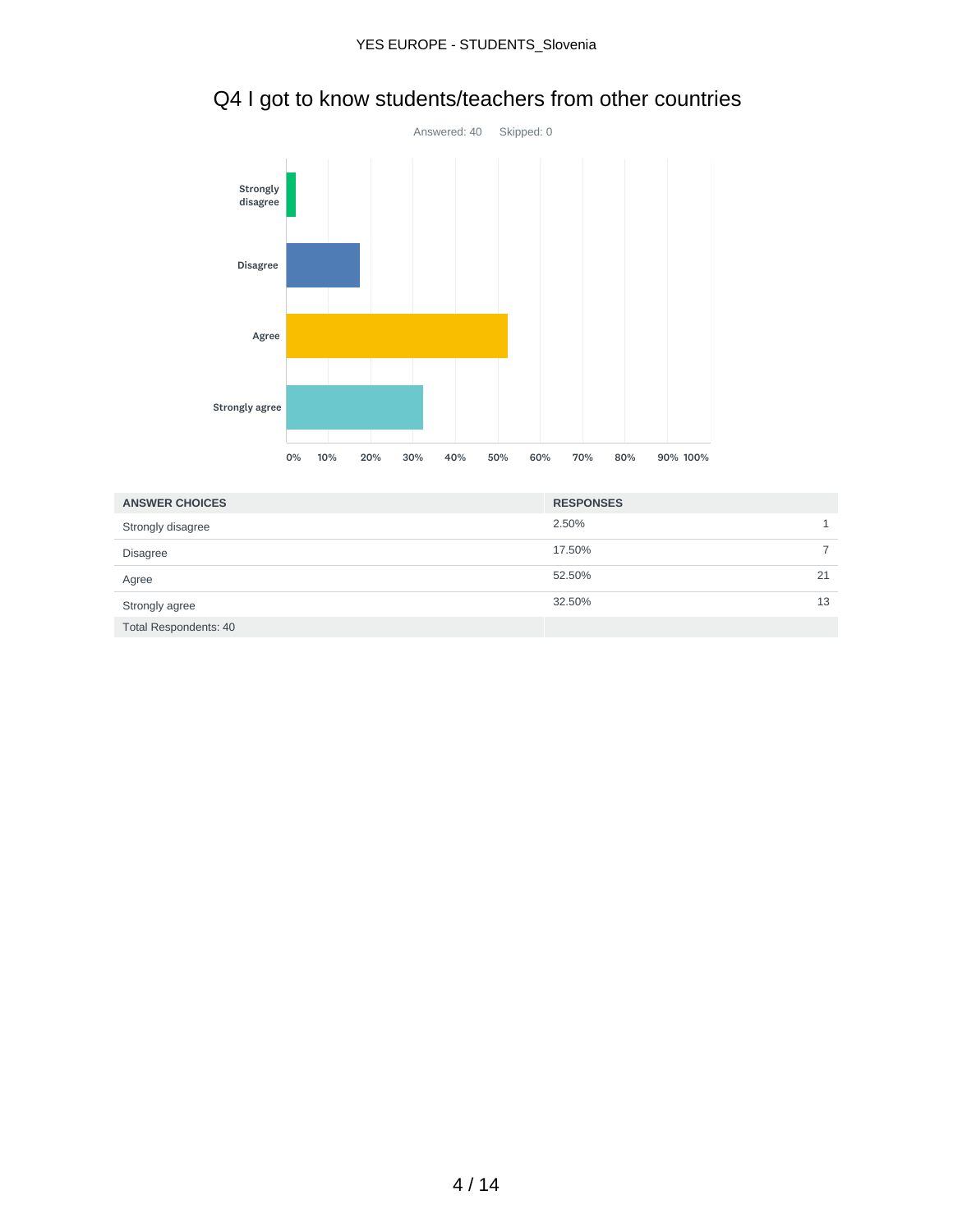# Q4 I got to know students/teachers from other countries

Answered: 40 Skipped: 0

| ANSWER CHOICES | RESPONSES | |
|---|---|---|
| Strongly disagree | 2.50% | 1 |
| Disagree | 17.50% | 7 |
| Agree | 52.50% | 21 |
| Strongly agree | 32.50% | 13 |
| Total Respondents: 40 | | |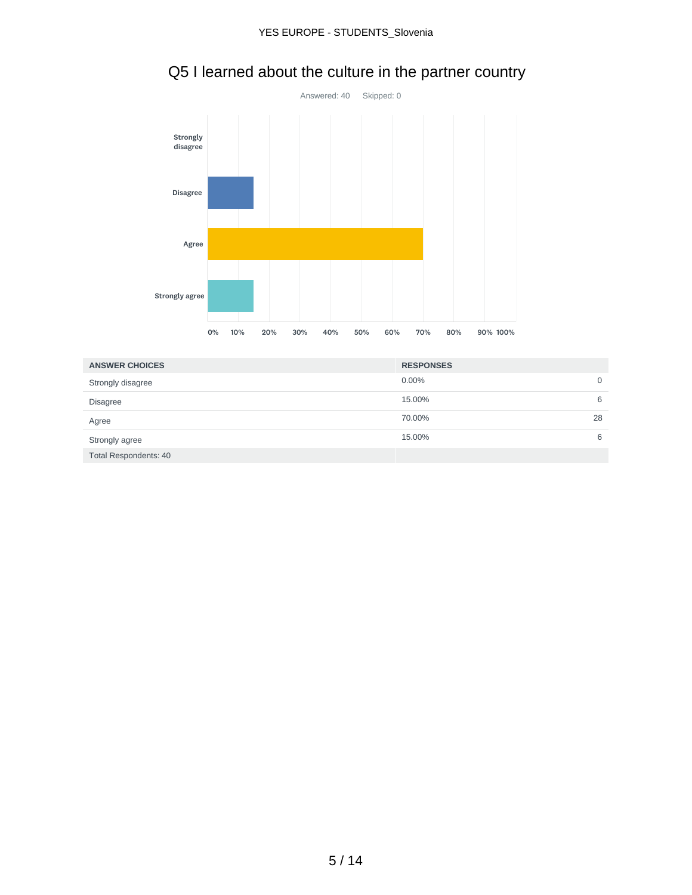# Q5 I learned about the culture in the partner country

Answered: 40 Skipped: 0

| ANSWER CHOICES | RESPONSES | |
|---|---|---|
| Strongly disagree | 0.00% | 0 |
| Disagree | 15.00% | 6 |
| Agree | 70.00% | 28 |
| Strongly agree | 15.00% | 6 |
| Total Respondents: 40 | | |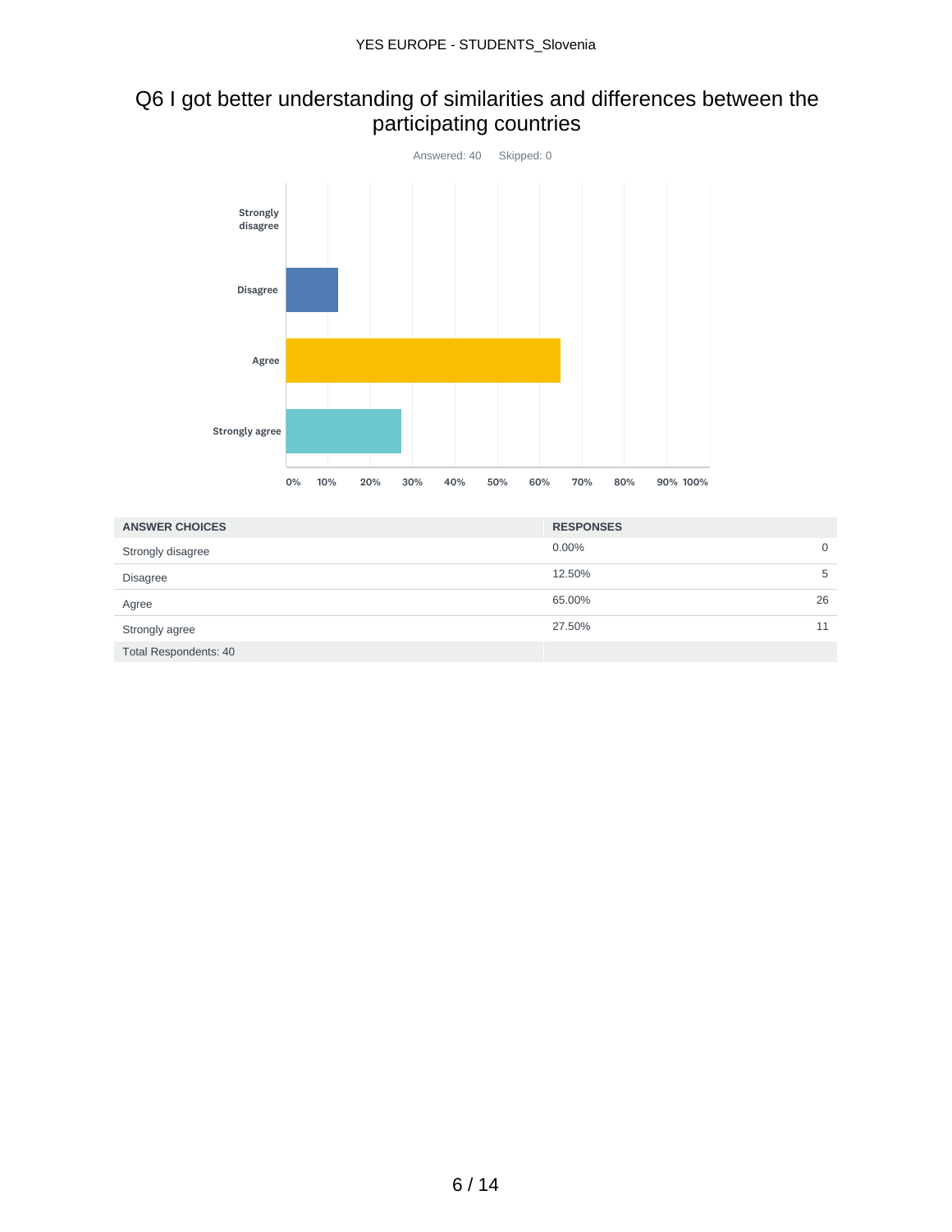# Q6 I got better understanding of similarities and differences between the participating countries

Answered: 40 Skipped: 0

| ANSWER CHOICES | RESPONSES | |
|---|---|---|
| Strongly disagree | 0.00% | 0 |
| Disagree | 12.50% | 5 |
| Agree | 65.00% | 26 |
| Strongly agree | 27.50% | 11 |
| Total Respondents: 40 | | |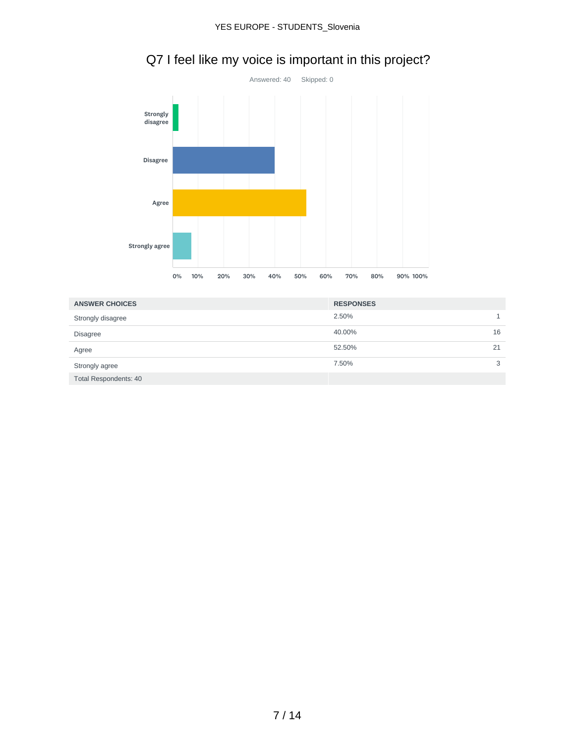# Q7 I feel like my voice is important in this project?

Answered: 40    Skipped: 0

| ANSWER CHOICES | RESPONSES | |
|---|---|---|
| Strongly disagree | 2.50% | 1 |
| Disagree | 40.00% | 16 |
| Agree | 52.50% | 21 |
| Strongly agree | 7.50% | 3 |
| Total Respondents: 40 | | |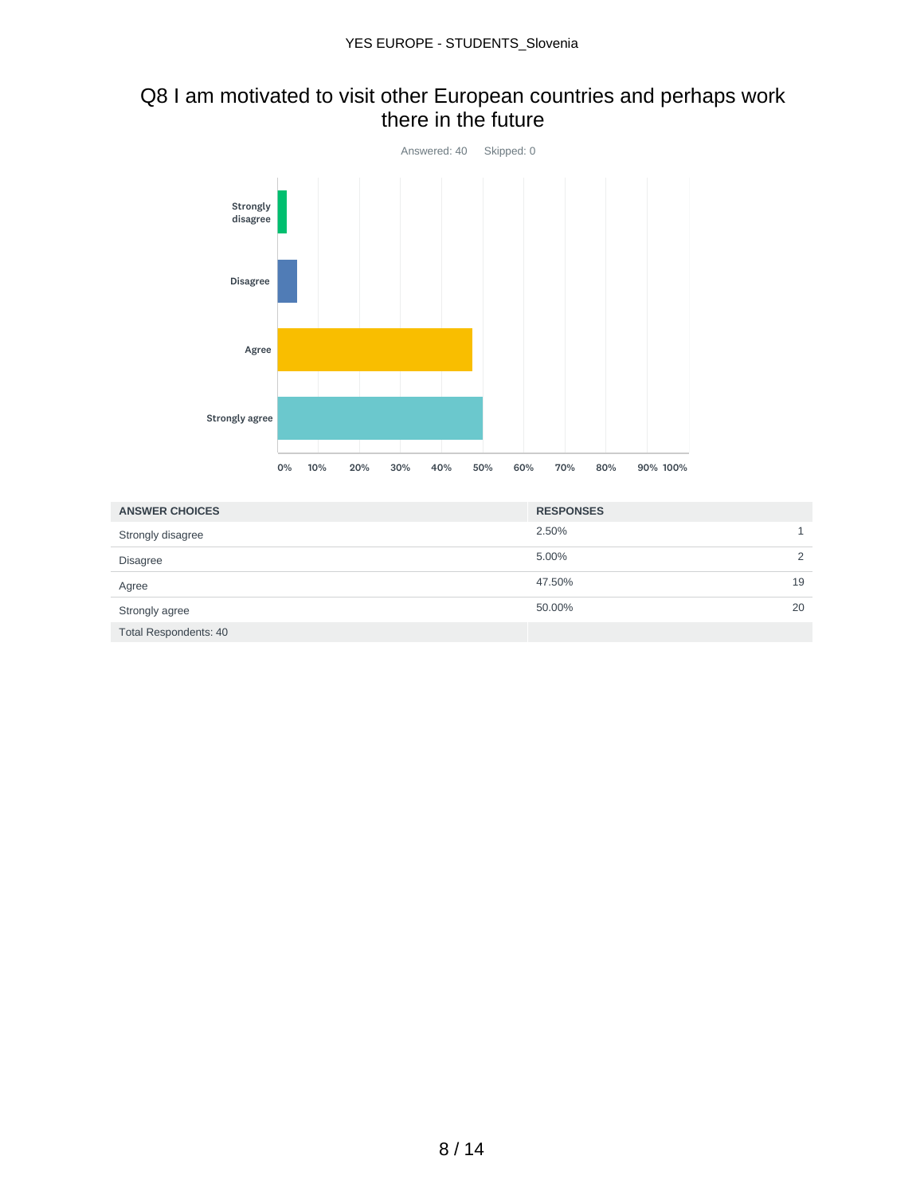# Q8 I am motivated to visit other European countries and perhaps work there in the future

Answered: 40 Skipped: 0

| ANSWER CHOICES | RESPONSES | |
|---|---|---|
| Strongly disagree | 2.50% | 1 |
| Disagree | 5.00% | 2 |
| Agree | 47.50% | 19 |
| Strongly agree | 50.00% | 20 |
| Total Respondents: 40 | | |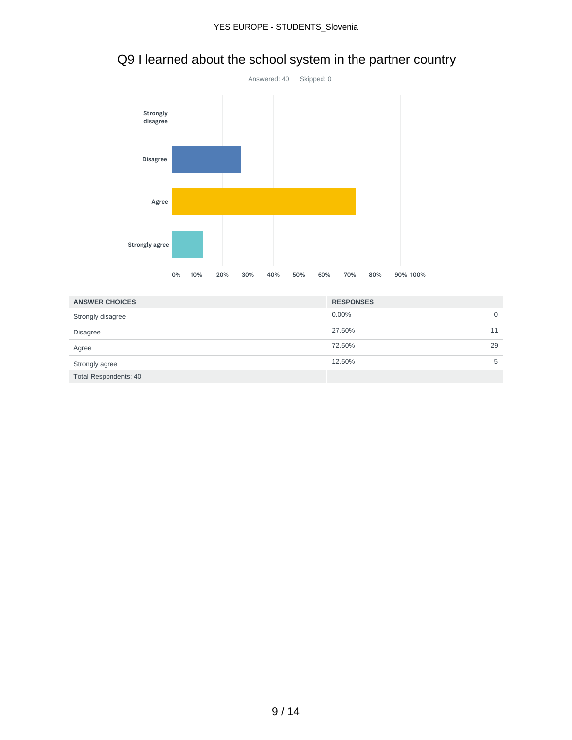# Q9 I learned about the school system in the partner country

Answered: 40    Skipped: 0

| ANSWER CHOICES | RESPONSES | |
|---|---|---|
| Strongly disagree | 0.00% | 0 |
| Disagree | 27.50% | 11 |
| Agree | 72.50% | 29 |
| Strongly agree | 12.50% | 5 |
| Total Respondents: 40 | | |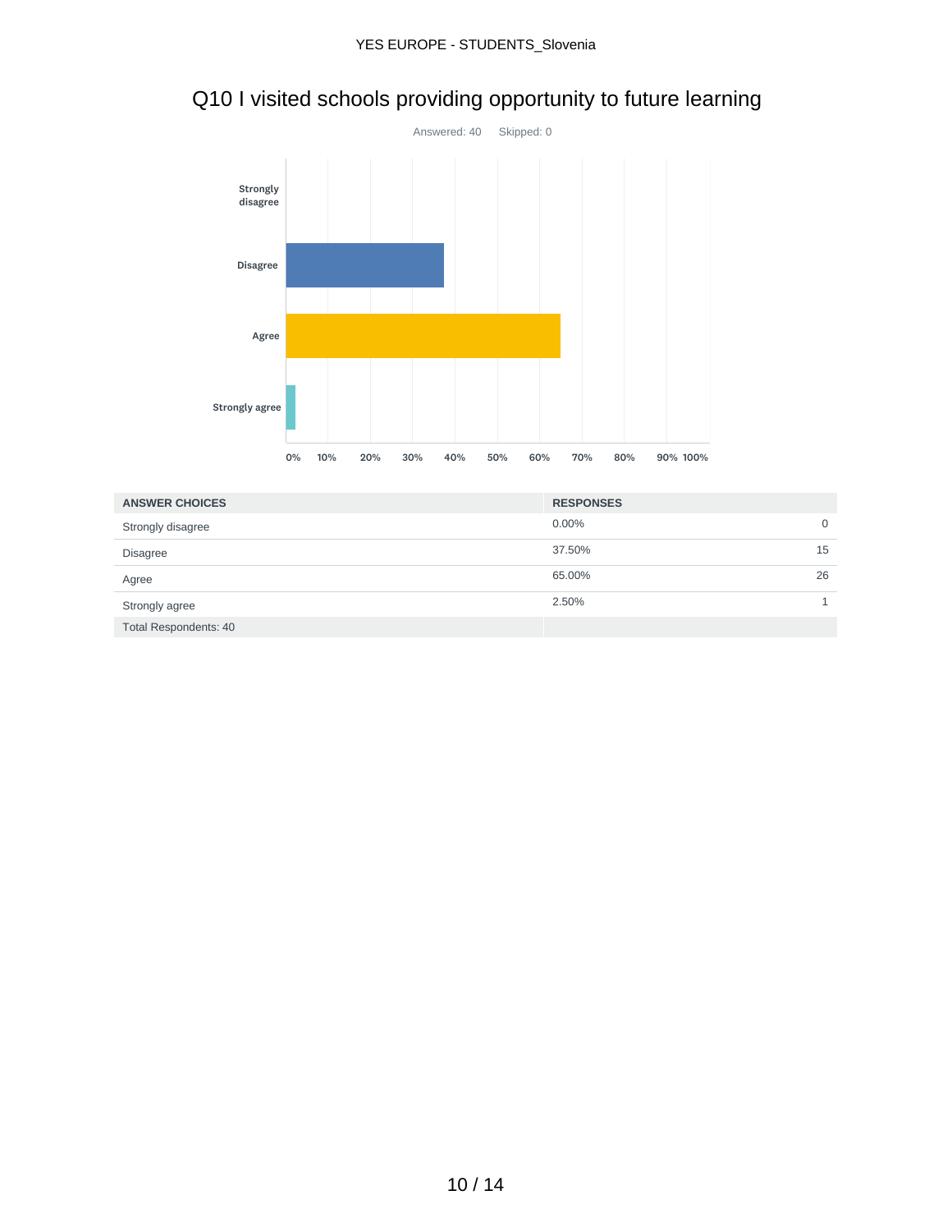# Q10 I visited schools providing opportunity to future learning

Answered: 40 Skipped: 0

| ANSWER CHOICES | RESPONSES | |
|---|---|---|
| Strongly disagree | 0.00% | 0 |
| Disagree | 37.50% | 15 |
| Agree | 65.00% | 26 |
| Strongly agree | 2.50% | 1 |
| Total Respondents: 40 | | |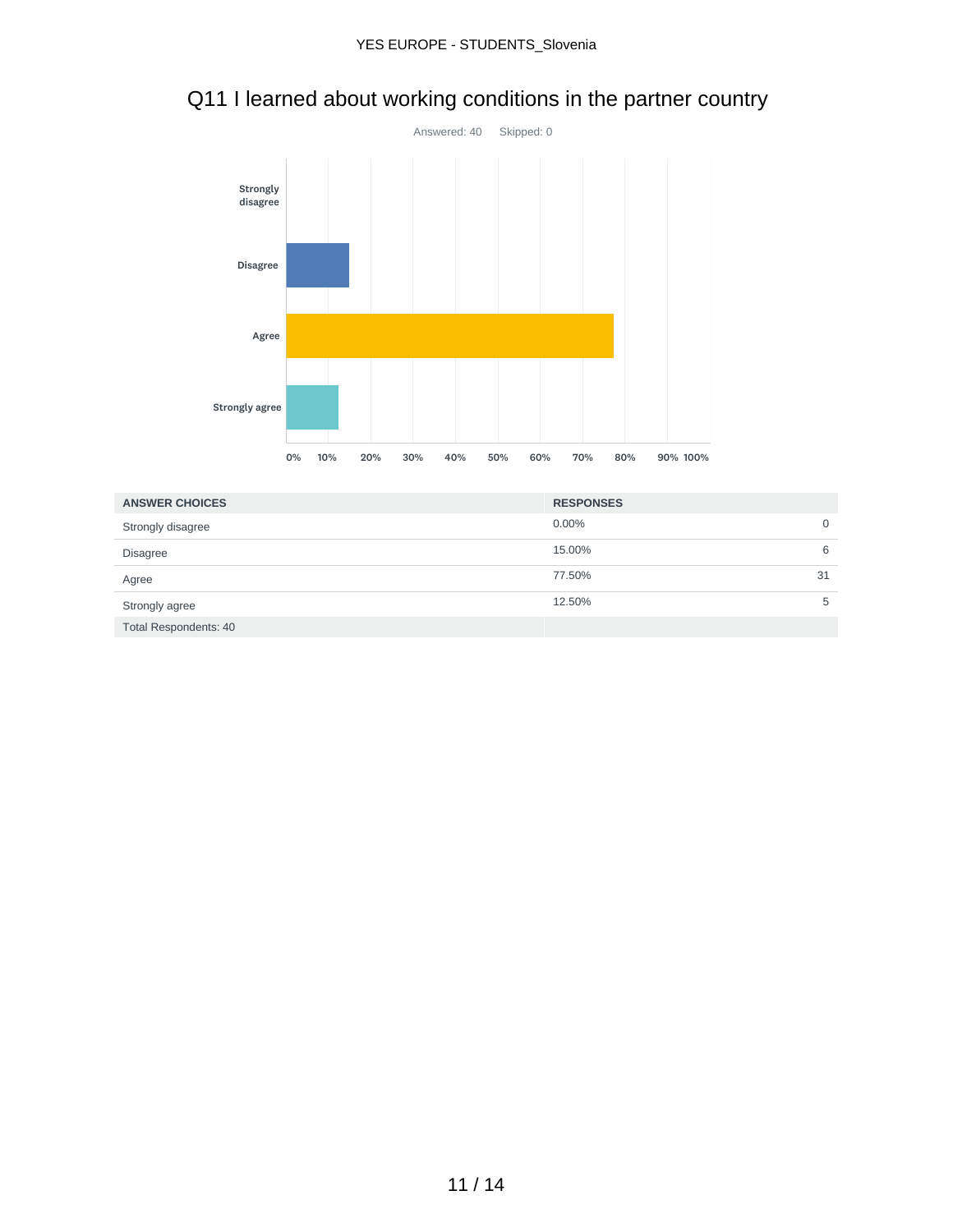# Q11 I learned about working conditions in the partner country

Answered: 40    Skipped: 0

| ANSWER CHOICES | RESPONSES | |
|---|---|---|
| Strongly disagree | 0.00% | 0 |
| Disagree | 15.00% | 6 |
| Agree | 77.50% | 31 |
| Strongly agree | 12.50% | 5 |
| Total Respondents: 40 | | |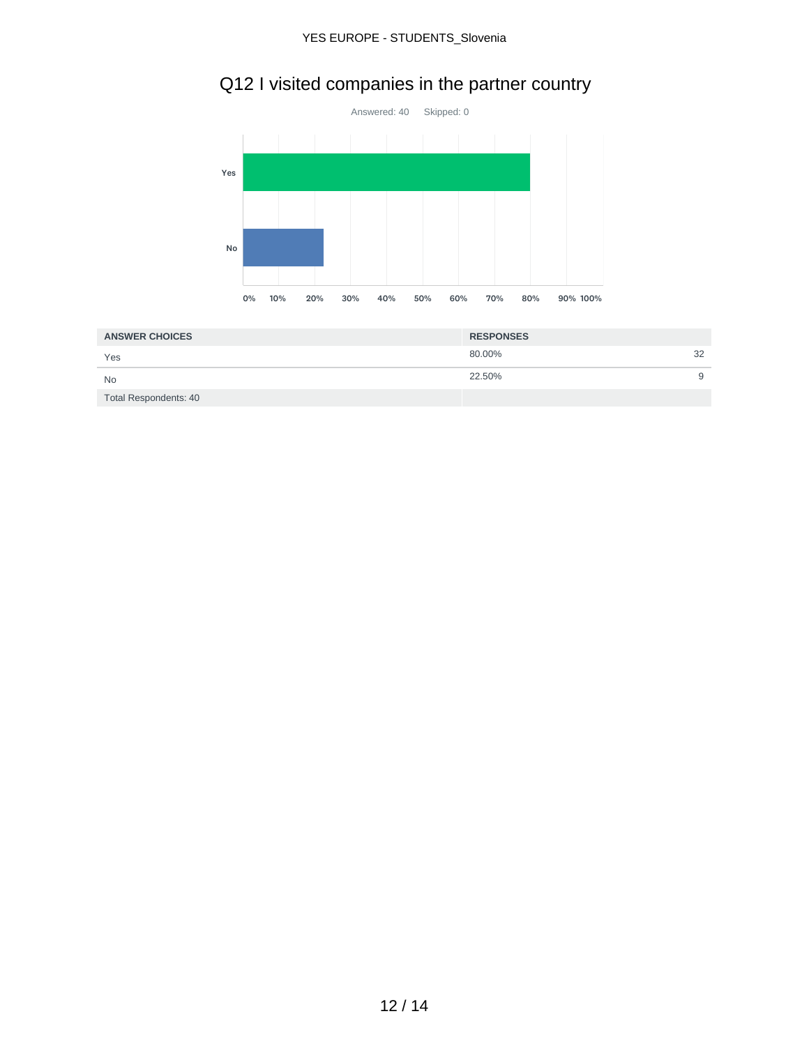# Q12 I visited companies in the partner country

Answered: 40 Skipped: 0

| ANSWER CHOICES | RESPONSES | |
|---|---|---|
| Yes | 80.00% | 32 |
| No | 22.50% | 9 |
| Total Respondents: 40 | | |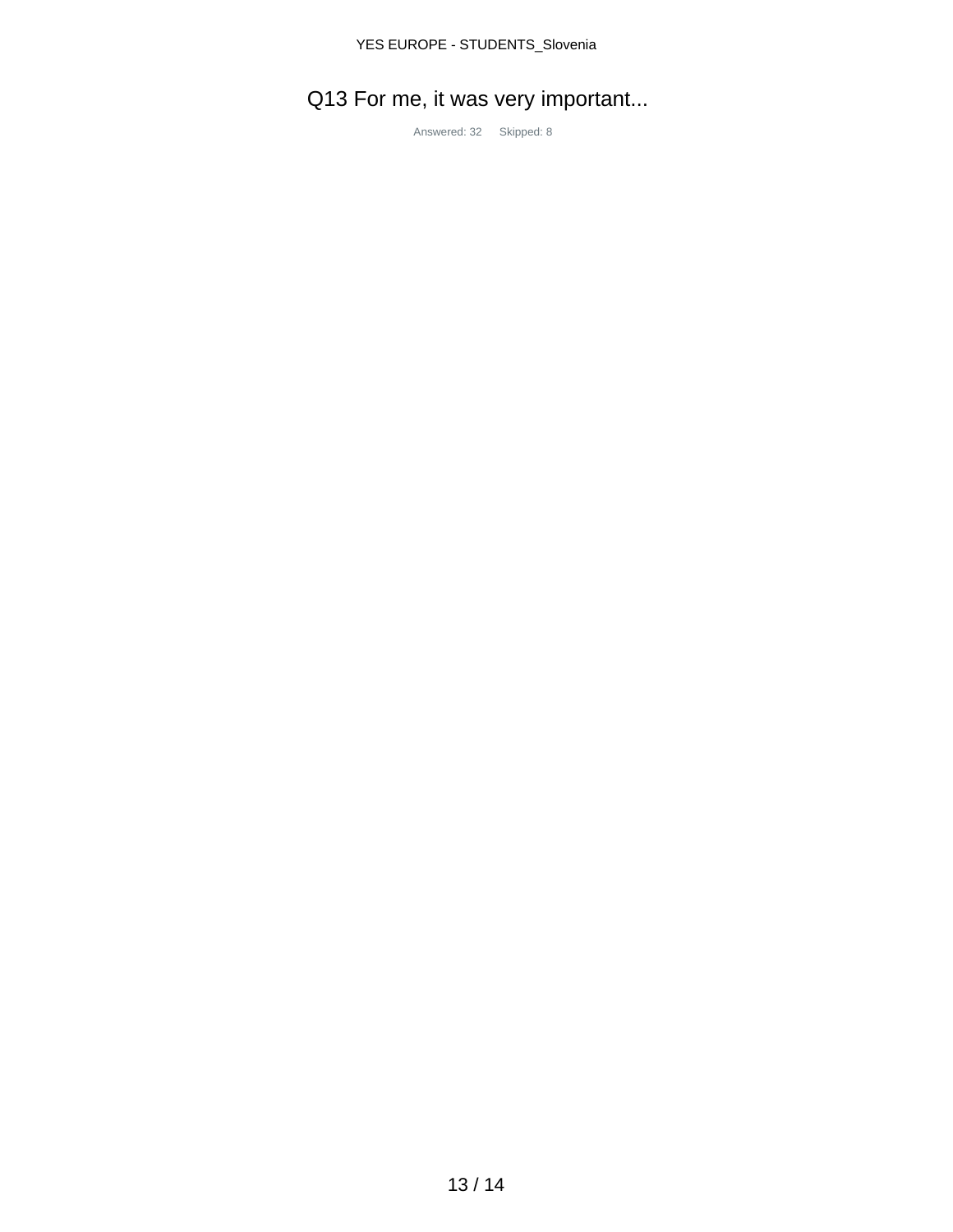# Q13 For me, it was very important...

Answered: 32 Skipped: 8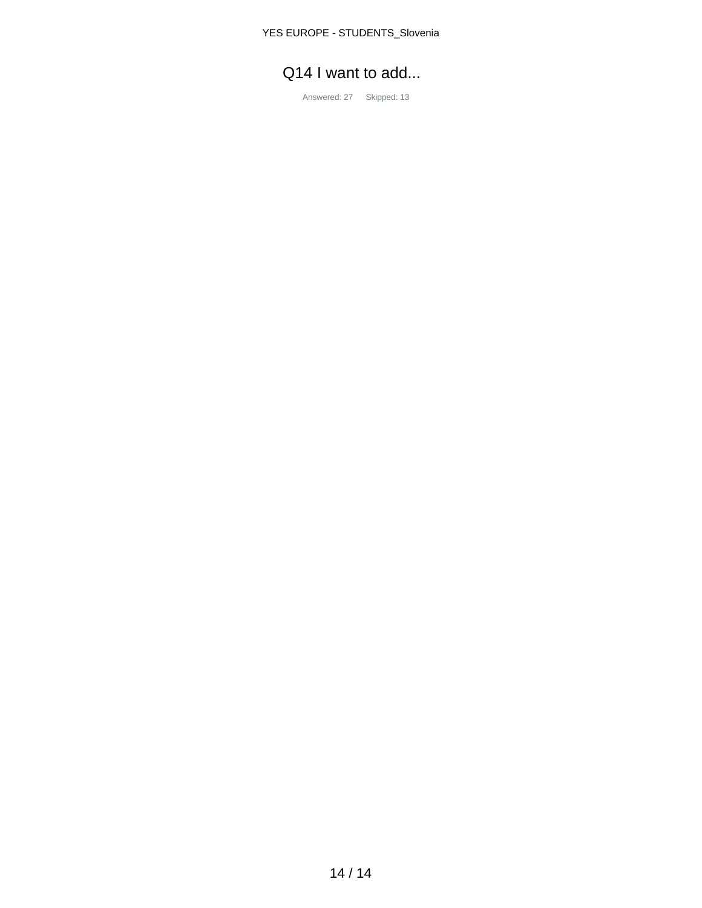# Q14 I want to add...

Answered: 27 Skipped: 13